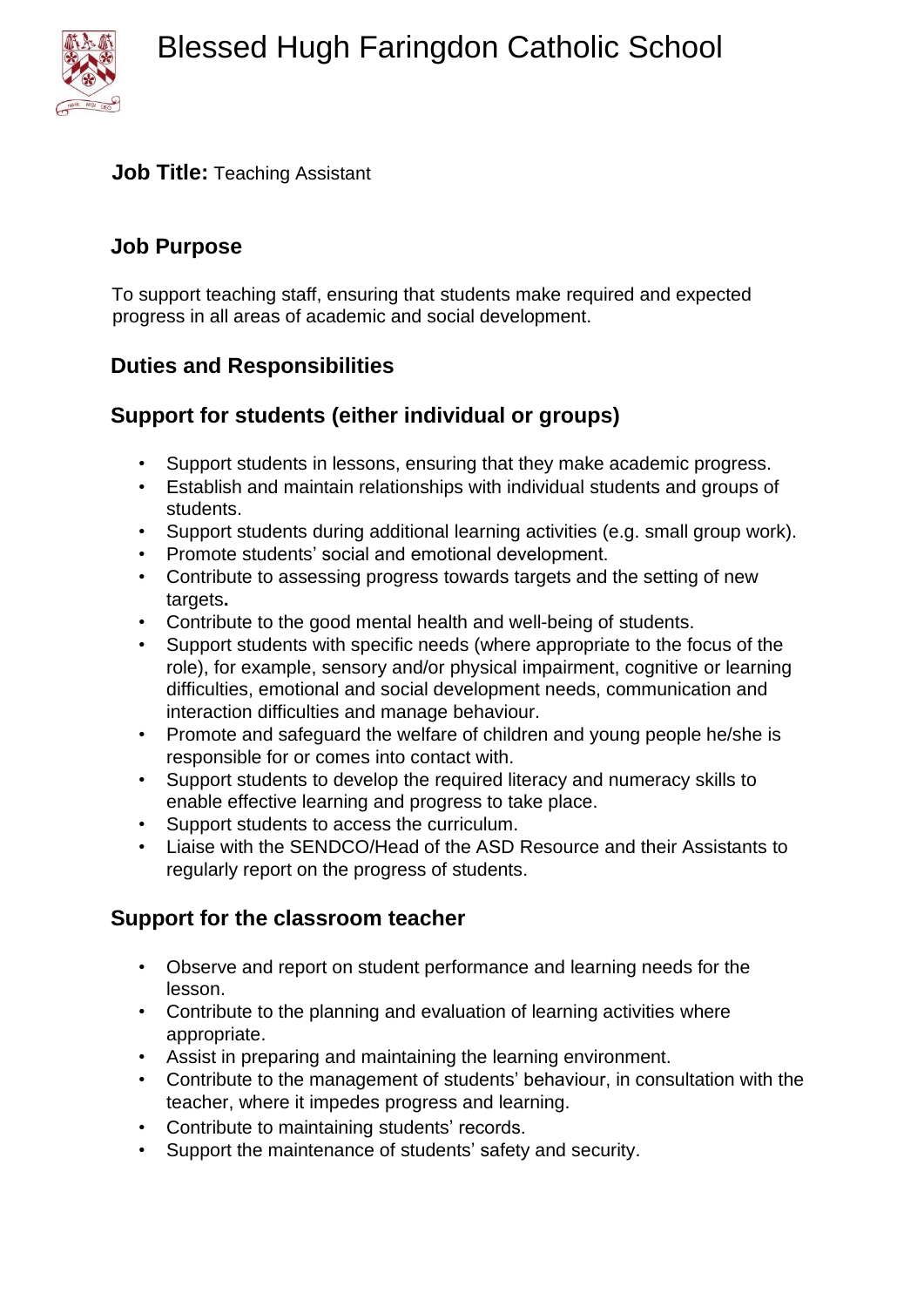# Blessed Hugh Faringdon Catholic School

**Job Title:** Teaching Assistant

## Job Purpose

To support teaching staff, ensuring that students make required and expected progress in all areas of academic and social development.

## Duties and Responsibilities

### Support for students (either individual or groups)

- Support students in lessons, ensuring that they make academic progress.
- Establish and maintain relationships with individual students and groups of students.
- Support students during additional learning activities (e.g. small group work).
- Promote students' social and emotional development.
- Contribute to assessing progress towards targets and the setting of new targets.
- Contribute to the good mental health and well-being of students.
- Support students with specific needs (where appropriate to the focus of the role), for example, sensory and/or physical impairment, cognitive or learning difficulties, emotional and social development needs, communication and interaction difficulties and manage behaviour.
- Promote and safeguard the welfare of children and young people he/she is responsible for or comes into contact with.
- Support students to develop the required literacy and numeracy skills to enable effective learning and progress to take place.
- Support students to access the curriculum.
- Liaise with the SENDCO/Head of the ASD Resource and their Assistants to regularly report on the progress of students.

### Support for the classroom teacher

- Observe and report on student performance and learning needs for the lesson.
- Contribute to the planning and evaluation of learning activities where appropriate.
- Assist in preparing and maintaining the learning environment.
- Contribute to the management of students' behaviour, in consultation with the teacher, where it impedes progress and learning.
- Contribute to maintaining students' records.
- Support the maintenance of students' safety and security.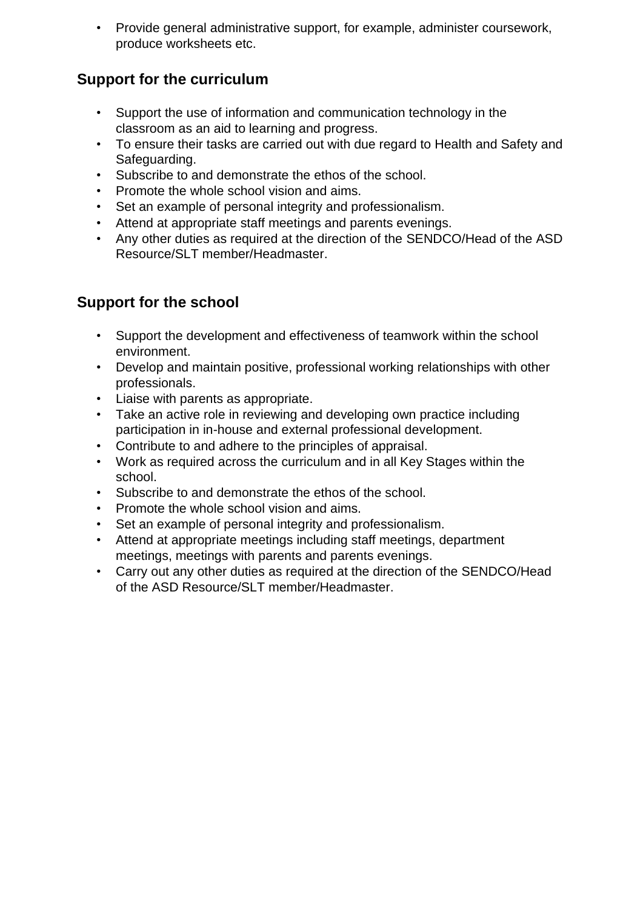- Provide general administrative support, for example, administer coursework, produce worksheets etc.

## Support for the curriculum

- Support the use of information and communication technology in the classroom as an aid to learning and progress.
- To ensure their tasks are carried out with due regard to Health and Safety and Safeguarding.
- Subscribe to and demonstrate the ethos of the school.
- Promote the whole school vision and aims.
- Set an example of personal integrity and professionalism.
- Attend at appropriate staff meetings and parents evenings.
- Any other duties as required at the direction of the SENDCO/Head of the ASD Resource/SLT member/Headmaster.

## Support for the school

- Support the development and effectiveness of teamwork within the school environment.
- Develop and maintain positive, professional working relationships with other professionals.
- Liaise with parents as appropriate.
- Take an active role in reviewing and developing own practice including participation in in-house and external professional development.
- Contribute to and adhere to the principles of appraisal.
- Work as required across the curriculum and in all Key Stages within the school.
- Subscribe to and demonstrate the ethos of the school.
- Promote the whole school vision and aims.
- Set an example of personal integrity and professionalism.
- Attend at appropriate meetings including staff meetings, department meetings, meetings with parents and parents evenings.
- Carry out any other duties as required at the direction of the SENDCO/Head of the ASD Resource/SLT member/Headmaster.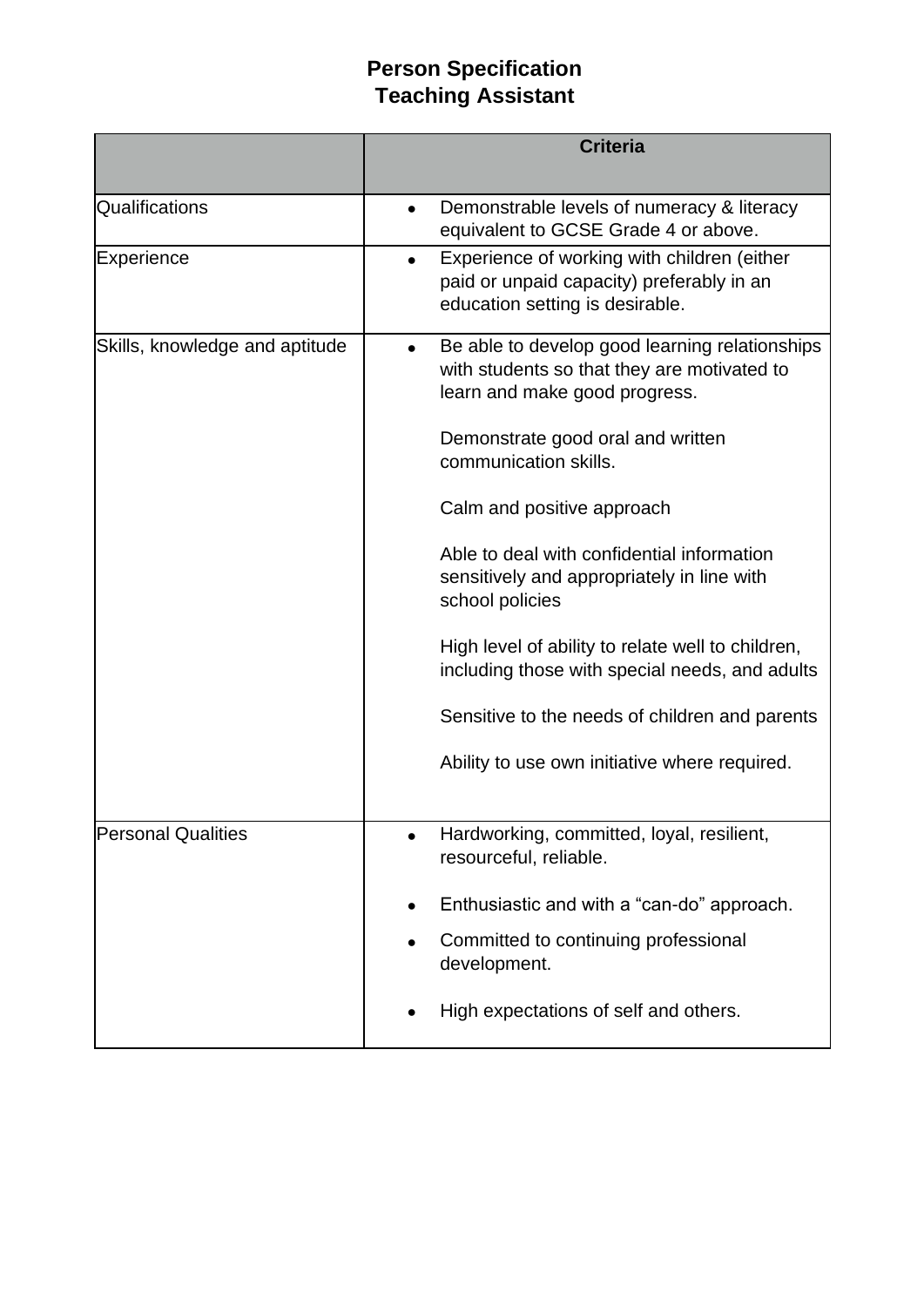# Person Specification
# Teaching Assistant

| | Criteria |
|---|---|
| Qualifications | • Demonstrable levels of numeracy & literacy equivalent to GCSE Grade 4 or above. |
| Experience | • Experience of working with children (either paid or unpaid capacity) preferably in an education setting is desirable. |
| Skills, knowledge and aptitude | • Be able to develop good learning relationships with students so that they are motivated to learn and make good progress.<br><br>Demonstrate good oral and written communication skills.<br><br>Calm and positive approach<br><br>Able to deal with confidential information sensitively and appropriately in line with school policies<br><br>High level of ability to relate well to children, including those with special needs, and adults<br><br>Sensitive to the needs of children and parents<br><br>Ability to use own initiative where required. |
| Personal Qualities | • Hardworking, committed, loyal, resilient, resourceful, reliable.<br><br>• Enthusiastic and with a "can-do" approach.<br><br>• Committed to continuing professional development.<br><br>• High expectations of self and others. |